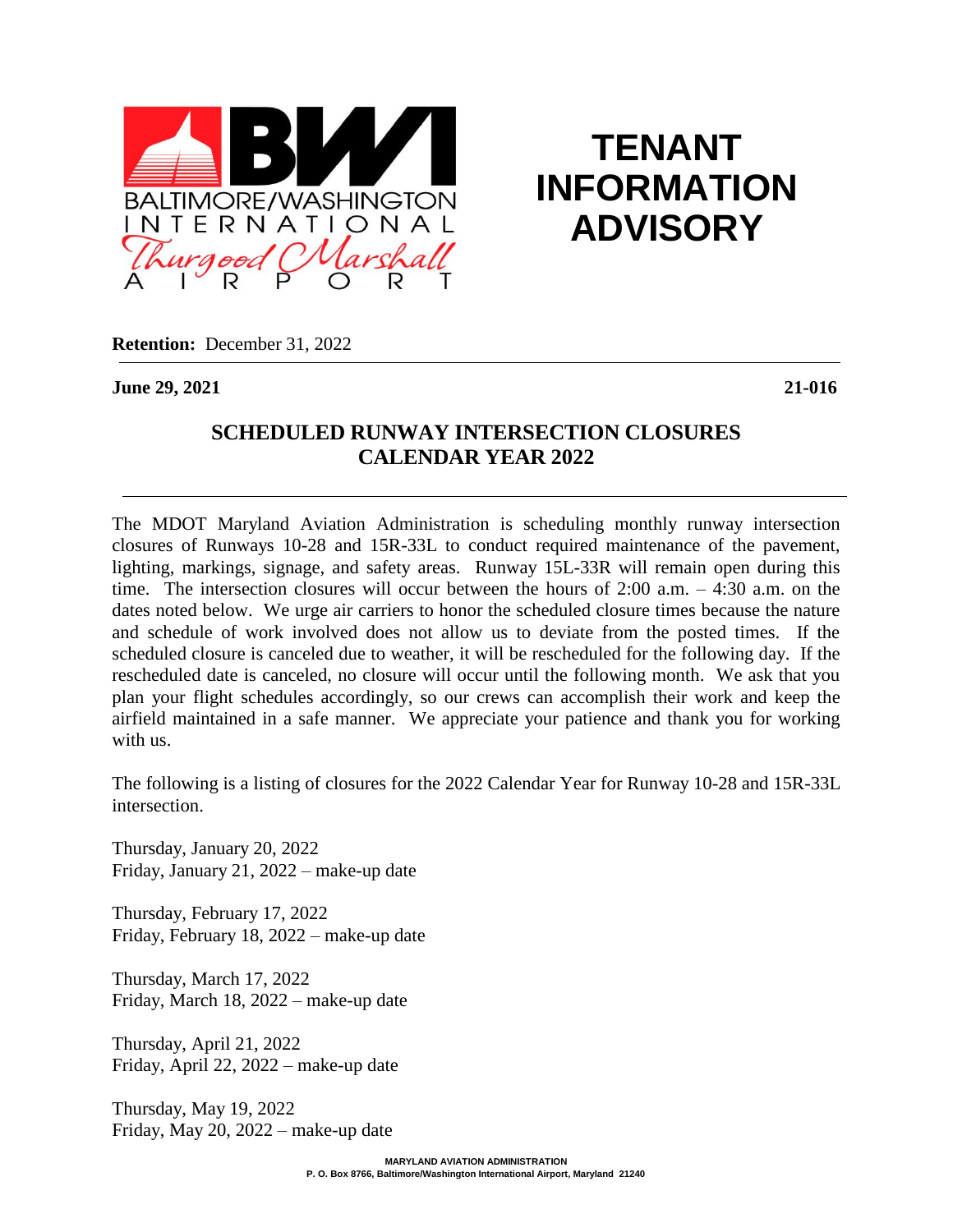BALTIMORE/WASHINGTON INTERNATIONAL Thurgood Marshall AIRPORT

# TENANT INFORMATION ADVISORY

**Retention:** December 31, 2022

**June 29, 2021** **21-016**

## SCHEDULED RUNWAY INTERSECTION CLOSURES CALENDAR YEAR 2022

The MDOT Maryland Aviation Administration is scheduling monthly runway intersection closures of Runways 10-28 and 15R-33L to conduct required maintenance of the pavement, lighting, markings, signage, and safety areas. Runway 15L-33R will remain open during this time. The intersection closures will occur between the hours of 2:00 a.m. – 4:30 a.m. on the dates noted below. We urge air carriers to honor the scheduled closure times because the nature and schedule of work involved does not allow us to deviate from the posted times. If the scheduled closure is canceled due to weather, it will be rescheduled for the following day. If the rescheduled date is canceled, no closure will occur until the following month. We ask that you plan your flight schedules accordingly, so our crews can accomplish their work and keep the airfield maintained in a safe manner. We appreciate your patience and thank you for working with us.

The following is a listing of closures for the 2022 Calendar Year for Runway 10-28 and 15R-33L intersection.

Thursday, January 20, 2022
Friday, January 21, 2022 – make-up date

Thursday, February 17, 2022
Friday, February 18, 2022 – make-up date

Thursday, March 17, 2022
Friday, March 18, 2022 – make-up date

Thursday, April 21, 2022
Friday, April 22, 2022 – make-up date

Thursday, May 19, 2022
Friday, May 20, 2022 – make-up date

MARYLAND AVIATION ADMINISTRATION
P. O. Box 8766, Baltimore/Washington International Airport, Maryland 21240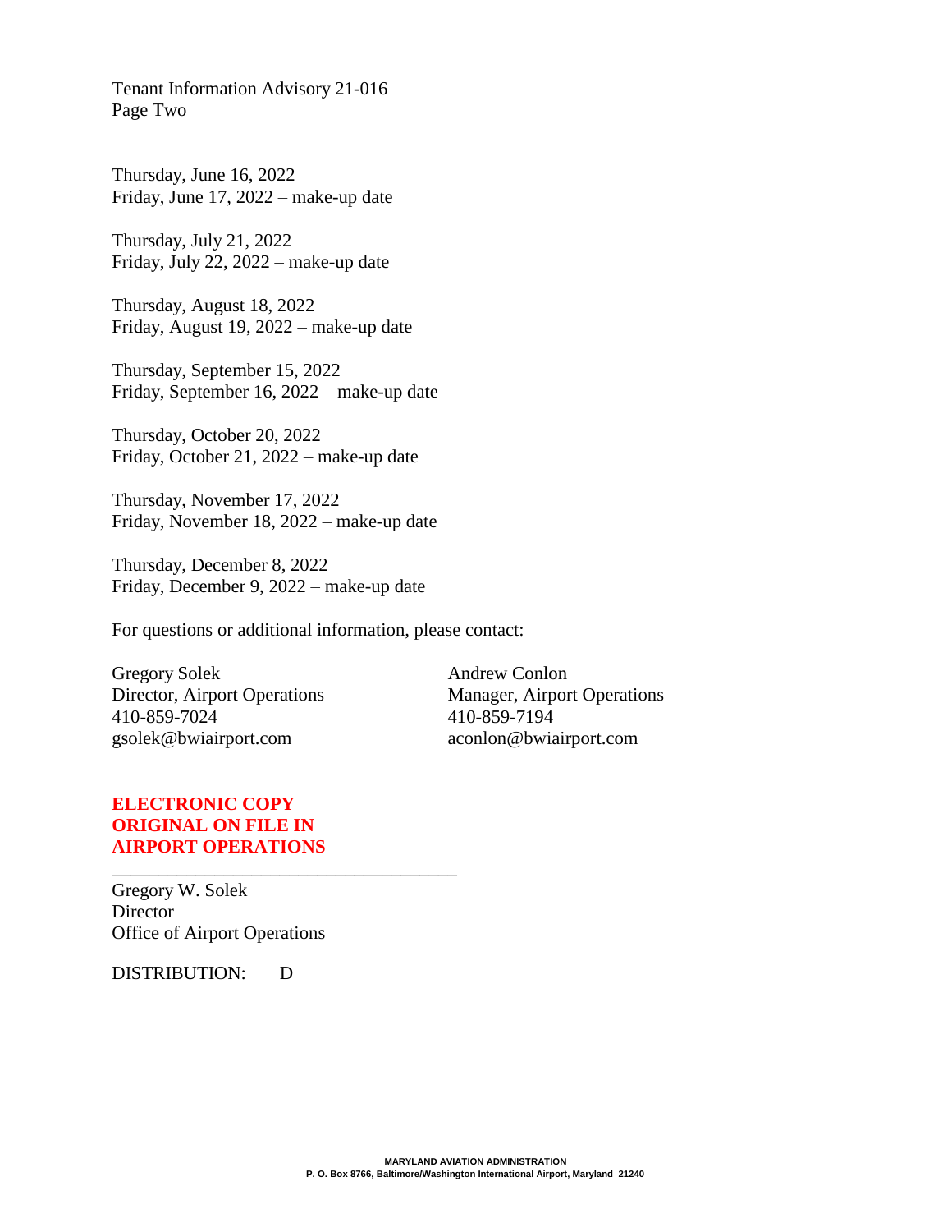Thursday, June 16, 2022
Friday, June 17, 2022 – make-up date

Thursday, July 21, 2022
Friday, July 22, 2022 – make-up date

Thursday, August 18, 2022
Friday, August 19, 2022 – make-up date

Thursday, September 15, 2022
Friday, September 16, 2022 – make-up date

Thursday, October 20, 2022
Friday, October 21, 2022 – make-up date

Thursday, November 17, 2022
Friday, November 18, 2022 – make-up date

Thursday, December 8, 2022
Friday, December 9, 2022 – make-up date

For questions or additional information, please contact:

Gregory Solek
Director, Airport Operations
410-859-7024
gsolek@bwiairport.com

Andrew Conlon
Manager, Airport Operations
410-859-7194
aconlon@bwiairport.com

**ELECTRONIC COPY**
**ORIGINAL ON FILE IN**
**AIRPORT OPERATIONS**

_____________________________________

Gregory W. Solek
Director
Office of Airport Operations

DISTRIBUTION: D

MARYLAND AVIATION ADMINISTRATION
P. O. Box 8766, Baltimore/Washington International Airport, Maryland 21240